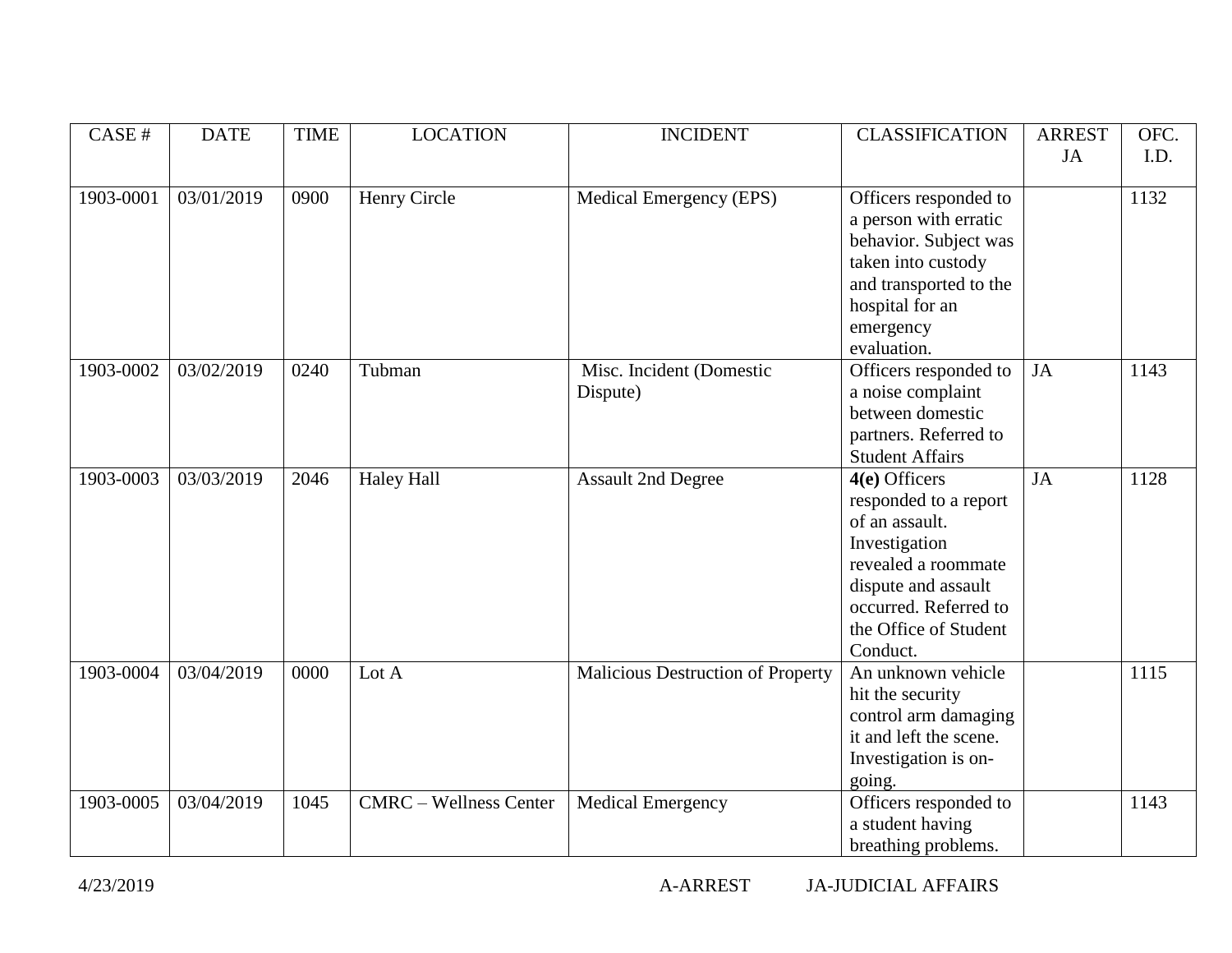| CASE # | DATE | TIME | LOCATION | INCIDENT | CLASSIFICATION | ARREST JA | OFC. I.D. |
| --- | --- | --- | --- | --- | --- | --- | --- |
| 1903-0001 | 03/01/2019 | 0900 | Henry Circle | Medical Emergency (EPS) | Officers responded to a person with erratic behavior. Subject was taken into custody and transported to the hospital for an emergency evaluation. | | 1132 |
| 1903-0002 | 03/02/2019 | 0240 | Tubman | Misc. Incident (Domestic Dispute) | Officers responded to a noise complaint between domestic partners. Referred to Student Affairs | JA | 1143 |
| 1903-0003 | 03/03/2019 | 2046 | Haley Hall | Assault 2nd Degree | **4(e)** Officers responded to a report of an assault. Investigation revealed a roommate dispute and assault occurred. Referred to the Office of Student Conduct. | JA | 1128 |
| 1903-0004 | 03/04/2019 | 0000 | Lot A | Malicious Destruction of Property | An unknown vehicle hit the security control arm damaging it and left the scene. Investigation is on-going. | | 1115 |
| 1903-0005 | 03/04/2019 | 1045 | CMRC – Wellness Center | Medical Emergency | Officers responded to a student having breathing problems. | | 1143 |

4/23/2019 A-ARREST JA-JUDICIAL AFFAIRS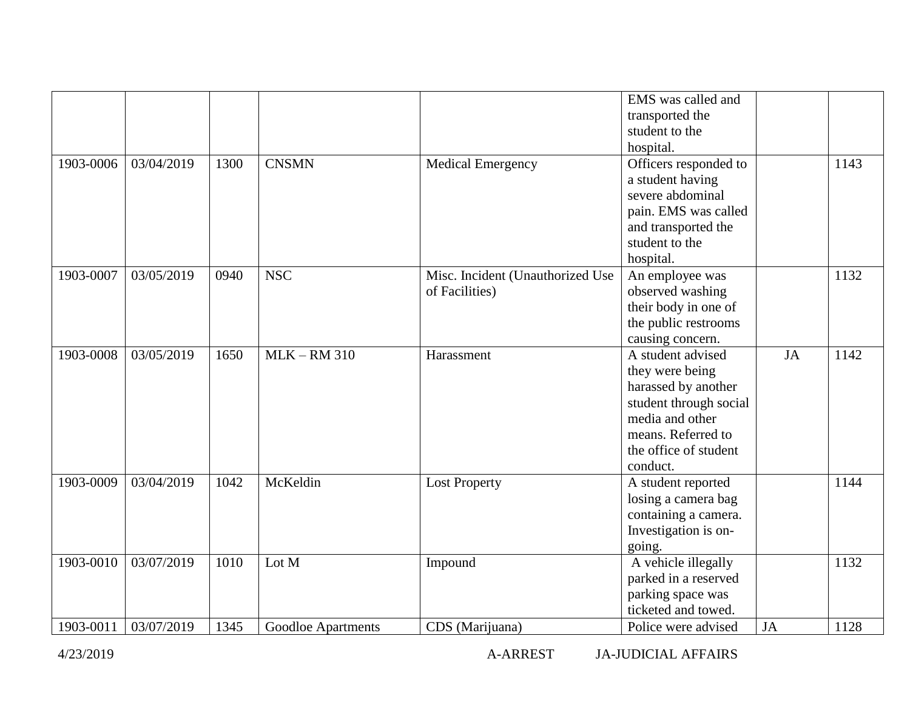| | | | | | | | |
|---|---|---|---|---|---|---|---|
| | | | | | EMS was called and transported the student to the hospital. | | |
| 1903-0006 | 03/04/2019 | 1300 | CNSMN | Medical Emergency | Officers responded to a student having severe abdominal pain. EMS was called and transported the student to the hospital. | | 1143 |
| 1903-0007 | 03/05/2019 | 0940 | NSC | Misc. Incident (Unauthorized Use of Facilities) | An employee was observed washing their body in one of the public restrooms causing concern. | | 1132 |
| 1903-0008 | 03/05/2019 | 1650 | MLK – RM 310 | Harassment | A student advised they were being harassed by another student through social media and other means. Referred to the office of student conduct. | JA | 1142 |
| 1903-0009 | 03/04/2019 | 1042 | McKeldin | Lost Property | A student reported losing a camera bag containing a camera. Investigation is on-going. | | 1144 |
| 1903-0010 | 03/07/2019 | 1010 | Lot M | Impound | A vehicle illegally parked in a reserved parking space was ticketed and towed. | | 1132 |
| 1903-0011 | 03/07/2019 | 1345 | Goodloe Apartments | CDS (Marijuana) | Police were advised | JA | 1128 |

4/23/2019 A-ARREST JA-JUDICIAL AFFAIRS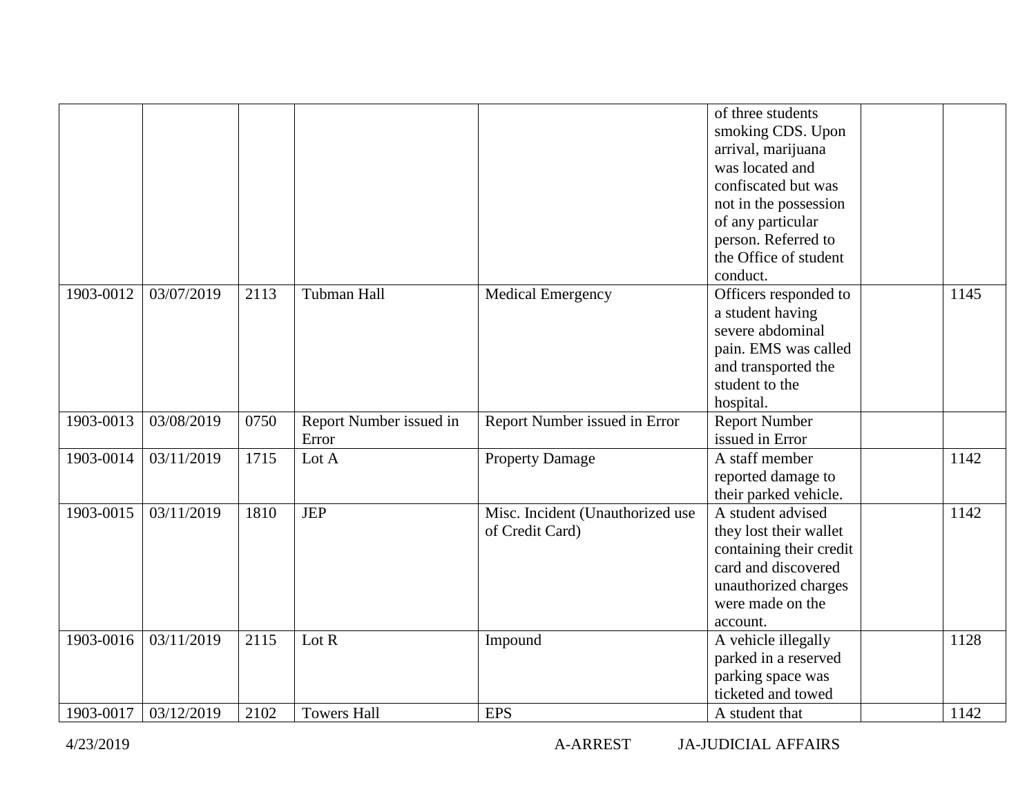| | | | | | | | |
|---|---|---|---|---|---|---|---|
| | | | | | of three students smoking CDS. Upon arrival, marijuana was located and confiscated but was not in the possession of any particular person. Referred to the Office of student conduct. | | |
| 1903-0012 | 03/07/2019 | 2113 | Tubman Hall | Medical Emergency | Officers responded to a student having severe abdominal pain. EMS was called and transported the student to the hospital. | | 1145 |
| 1903-0013 | 03/08/2019 | 0750 | Report Number issued in Error | Report Number issued in Error | Report Number issued in Error | | |
| 1903-0014 | 03/11/2019 | 1715 | Lot A | Property Damage | A staff member reported damage to their parked vehicle. | | 1142 |
| 1903-0015 | 03/11/2019 | 1810 | JEP | Misc. Incident (Unauthorized use of Credit Card) | A student advised they lost their wallet containing their credit card and discovered unauthorized charges were made on the account. | | 1142 |
| 1903-0016 | 03/11/2019 | 2115 | Lot R | Impound | A vehicle illegally parked in a reserved parking space was ticketed and towed | | 1128 |
| 1903-0017 | 03/12/2019 | 2102 | Towers Hall | EPS | A student that | | 1142 |

4/23/2019 A-ARREST JA-JUDICIAL AFFAIRS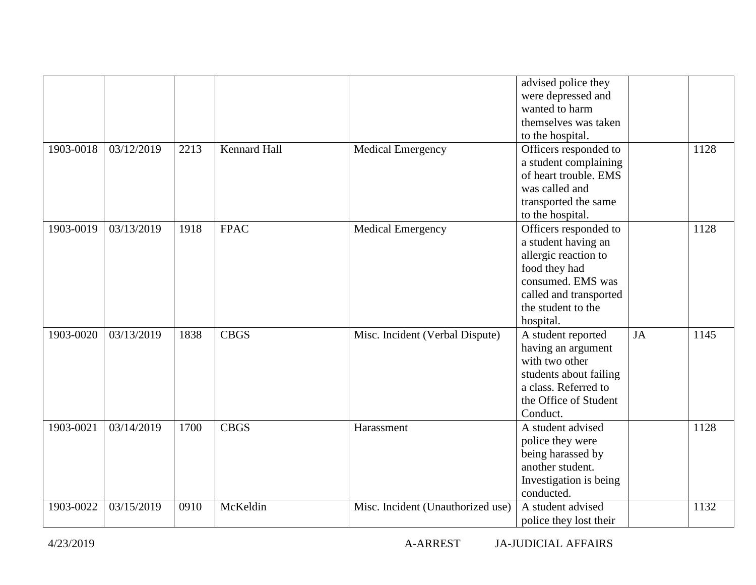| | | | | | | | |
|---|---|---|---|---|---|---|---|
| | | | | | advised police they were depressed and wanted to harm themselves was taken to the hospital. | | |
| 1903-0018 | 03/12/2019 | 2213 | Kennard Hall | Medical Emergency | Officers responded to a student complaining of heart trouble. EMS was called and transported the same to the hospital. | | 1128 |
| 1903-0019 | 03/13/2019 | 1918 | FPAC | Medical Emergency | Officers responded to a student having an allergic reaction to food they had consumed. EMS was called and transported the student to the hospital. | | 1128 |
| 1903-0020 | 03/13/2019 | 1838 | CBGS | Misc. Incident (Verbal Dispute) | A student reported having an argument with two other students about failing a class. Referred to the Office of Student Conduct. | JA | 1145 |
| 1903-0021 | 03/14/2019 | 1700 | CBGS | Harassment | A student advised police they were being harassed by another student. Investigation is being conducted. | | 1128 |
| 1903-0022 | 03/15/2019 | 0910 | McKeldin | Misc. Incident (Unauthorized use) | A student advised police they lost their | | 1132 |

A-ARREST JA-JUDICIAL AFFAIRS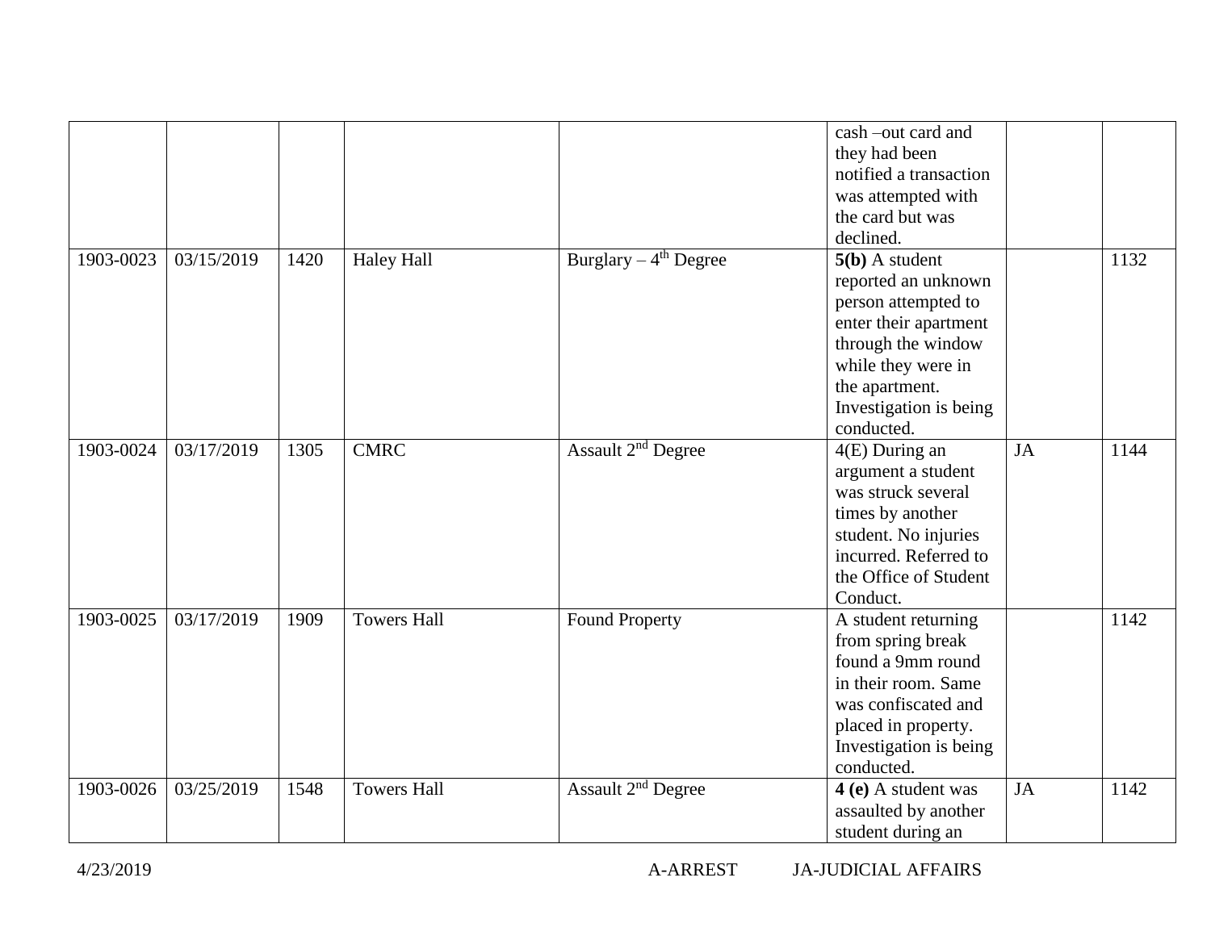| | | | | | | | |
|---|---|---|---|---|---|---|---|
| | | | | | cash –out card and they had been notified a transaction was attempted with the card but was declined. | | |
| 1903-0023 | 03/15/2019 | 1420 | Haley Hall | Burglary – 4th Degree | **5(b)** A student reported an unknown person attempted to enter their apartment through the window while they were in the apartment. Investigation is being conducted. | | 1132 |
| 1903-0024 | 03/17/2019 | 1305 | CMRC | Assault 2nd Degree | 4(E) During an argument a student was struck several times by another student. No injuries incurred. Referred to the Office of Student Conduct. | JA | 1144 |
| 1903-0025 | 03/17/2019 | 1909 | Towers Hall | Found Property | A student returning from spring break found a 9mm round in their room. Same was confiscated and placed in property. Investigation is being conducted. | | 1142 |
| 1903-0026 | 03/25/2019 | 1548 | Towers Hall | Assault 2nd Degree | **4 (e)** A student was assaulted by another student during an | JA | 1142 |

4/23/2019 A-ARREST JA-JUDICIAL AFFAIRS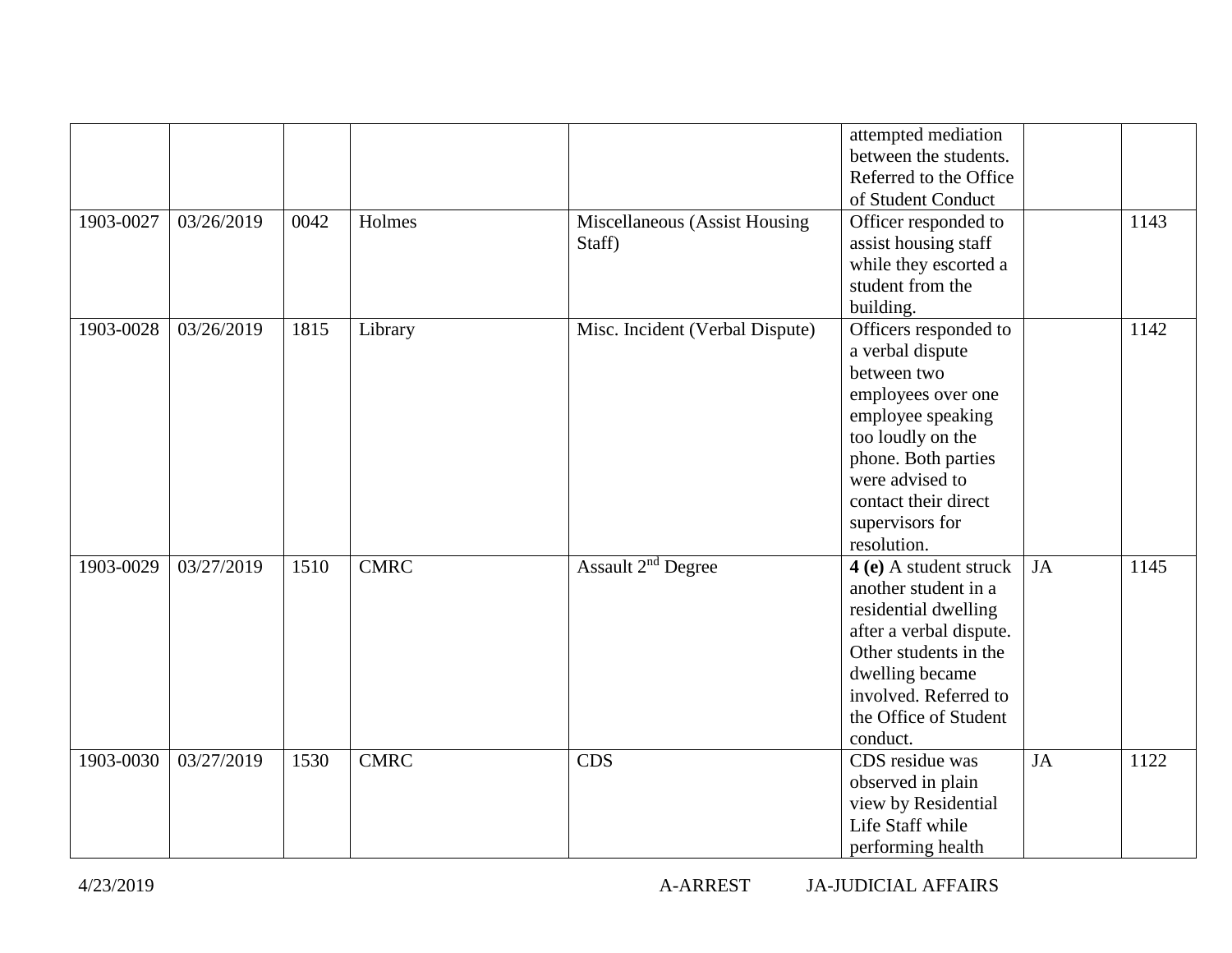| | | | | | | | |
|---|---|---|---|---|---|---|---|
| | | | | | attempted mediation between the students. Referred to the Office of Student Conduct | | |
| 1903-0027 | 03/26/2019 | 0042 | Holmes | Miscellaneous (Assist Housing Staff) | Officer responded to assist housing staff while they escorted a student from the building. | | 1143 |
| 1903-0028 | 03/26/2019 | 1815 | Library | Misc. Incident (Verbal Dispute) | Officers responded to a verbal dispute between two employees over one employee speaking too loudly on the phone. Both parties were advised to contact their direct supervisors for resolution. | | 1142 |
| 1903-0029 | 03/27/2019 | 1510 | CMRC | Assault 2nd Degree | **4 (e)** A student struck another student in a residential dwelling after a verbal dispute. Other students in the dwelling became involved. Referred to the Office of Student conduct. | JA | 1145 |
| 1903-0030 | 03/27/2019 | 1530 | CMRC | CDS | CDS residue was observed in plain view by Residential Life Staff while performing health | JA | 1122 |

4/23/2019 A-ARREST JA-JUDICIAL AFFAIRS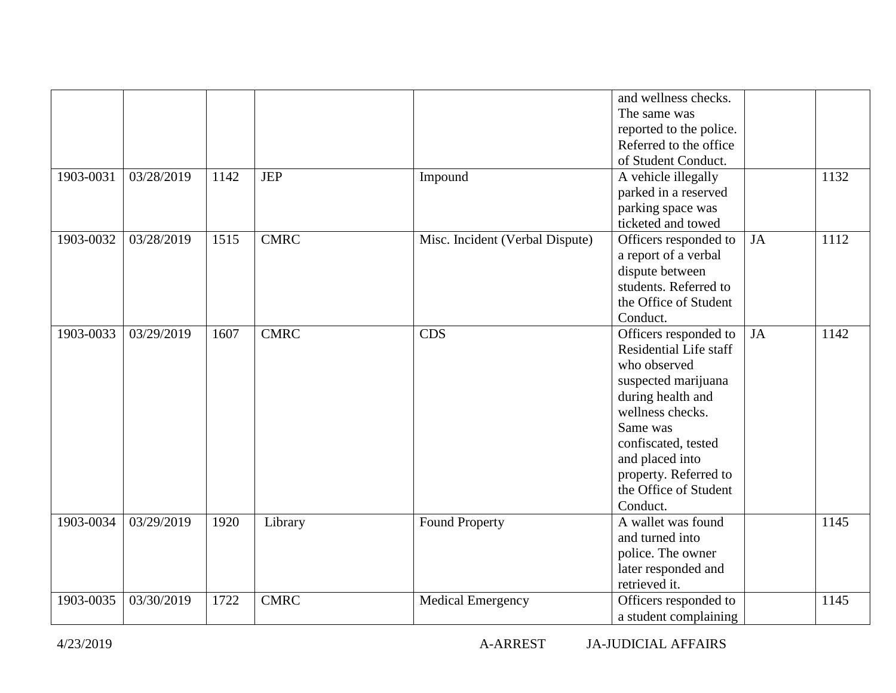| | | | | | | | |
|---|---|---|---|---|---|---|---|
| | | | | | and wellness checks. The same was reported to the police. Referred to the office of Student Conduct. | | |
| 1903-0031 | 03/28/2019 | 1142 | JEP | Impound | A vehicle illegally parked in a reserved parking space was ticketed and towed | | 1132 |
| 1903-0032 | 03/28/2019 | 1515 | CMRC | Misc. Incident (Verbal Dispute) | Officers responded to a report of a verbal dispute between students. Referred to the Office of Student Conduct. | JA | 1112 |
| 1903-0033 | 03/29/2019 | 1607 | CMRC | CDS | Officers responded to Residential Life staff who observed suspected marijuana during health and wellness checks. Same was confiscated, tested and placed into property. Referred to the Office of Student Conduct. | JA | 1142 |
| 1903-0034 | 03/29/2019 | 1920 | Library | Found Property | A wallet was found and turned into police. The owner later responded and retrieved it. | | 1145 |
| 1903-0035 | 03/30/2019 | 1722 | CMRC | Medical Emergency | Officers responded to a student complaining | | 1145 |

4/23/2019 A-ARREST JA-JUDICIAL AFFAIRS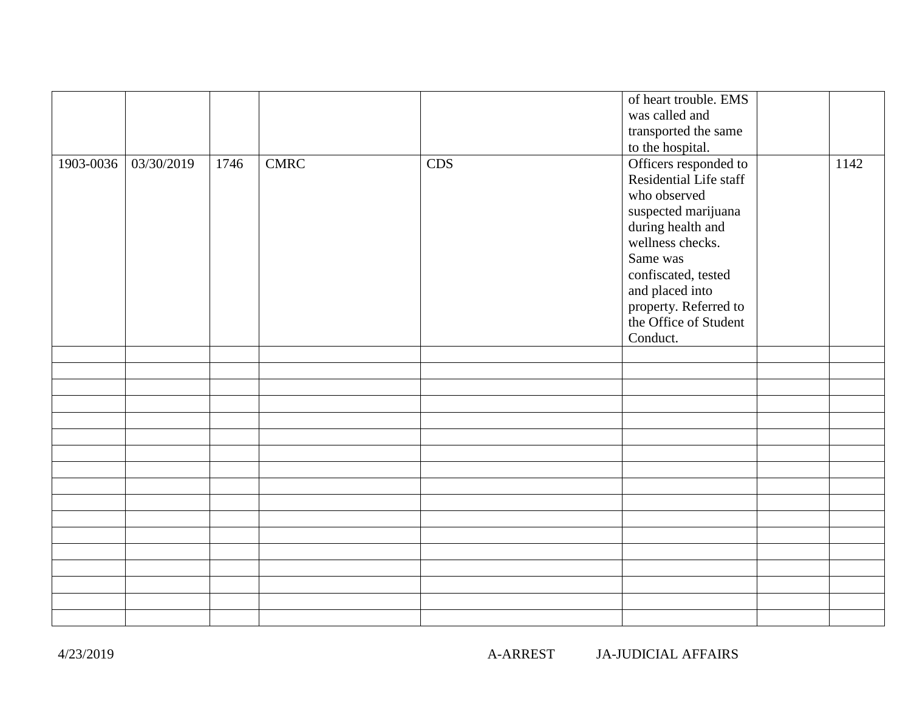| | | | | | | | |
|---|---|---|---|---|---|---|---|
| | | | | | of heart trouble. EMS was called and transported the same to the hospital. | | |
| 1903-0036 | 03/30/2019 | 1746 | CMRC | CDS | Officers responded to Residential Life staff who observed suspected marijuana during health and wellness checks. Same was confiscated, tested and placed into property. Referred to the Office of Student Conduct. | | 1142 |
| | | | | | | | |
| | | | | | | | |
| | | | | | | | |
| | | | | | | | |
| | | | | | | | |
| | | | | | | | |
| | | | | | | | |
| | | | | | | | |
| | | | | | | | |
| | | | | | | | |
| | | | | | | | |
| | | | | | | | |
| | | | | | | | |
| | | | | | | | |
| | | | | | | | |
| | | | | | | | |
| | | | | | | | |

4/23/2019 A-ARREST JA-JUDICIAL AFFAIRS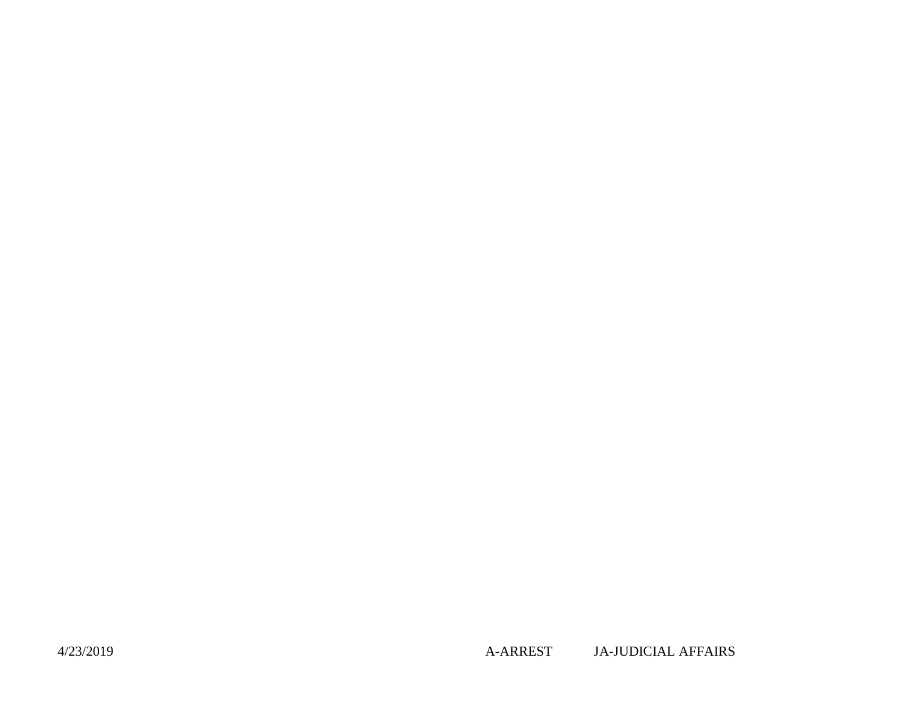4/23/2019 A-ARREST JA-JUDICIAL AFFAIRS